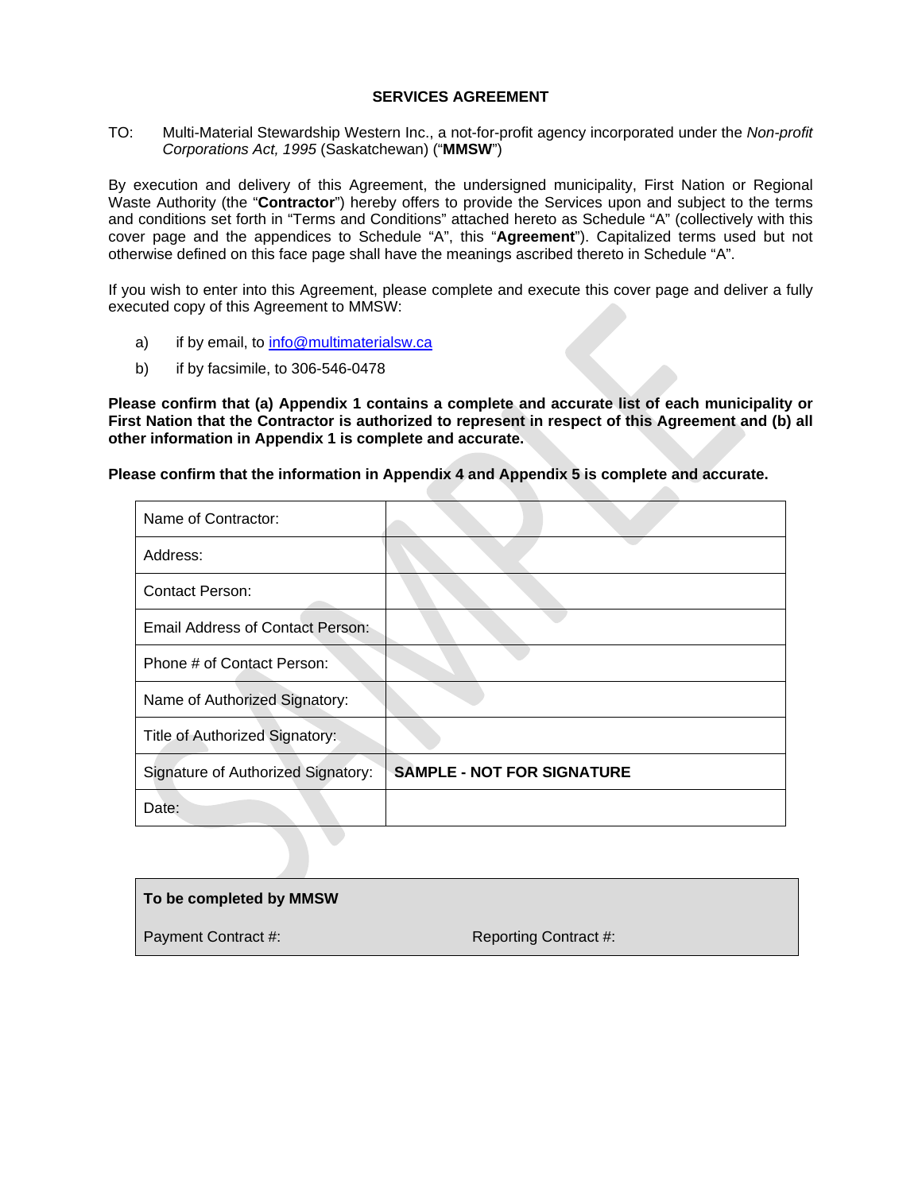# SERVICES AGREEMENT

TO: Multi-Material Stewardship Western Inc., a not-for-profit agency incorporated under the *Non-profit Corporations Act, 1995* (Saskatchewan) ("**MMSW**")

By execution and delivery of this Agreement, the undersigned municipality, First Nation or Regional Waste Authority (the "**Contractor**") hereby offers to provide the Services upon and subject to the terms and conditions set forth in "Terms and Conditions" attached hereto as Schedule "A" (collectively with this cover page and the appendices to Schedule "A", this "**Agreement**"). Capitalized terms used but not otherwise defined on this face page shall have the meanings ascribed thereto in Schedule "A".

If you wish to enter into this Agreement, please complete and execute this cover page and deliver a fully executed copy of this Agreement to MMSW:

a) if by email, to info@multimaterialsw.ca

b) if by facsimile, to 306-546-0478

**Please confirm that (a) Appendix 1 contains a complete and accurate list of each municipality or First Nation that the Contractor is authorized to represent in respect of this Agreement and (b) all other information in Appendix 1 is complete and accurate.**

**Please confirm that the information in Appendix 4 and Appendix 5 is complete and accurate.**

| | |
|---|---|
| Name of Contractor: | |
| Address: | |
| Contact Person: | |
| Email Address of Contact Person: | |
| Phone # of Contact Person: | |
| Name of Authorized Signatory: | |
| Title of Authorized Signatory: | |
| Signature of Authorized Signatory: | **SAMPLE - NOT FOR SIGNATURE** |
| Date: | |

| | |
|---|---|
| **To be completed by MMSW** | |
| Payment Contract #: | Reporting Contract #: |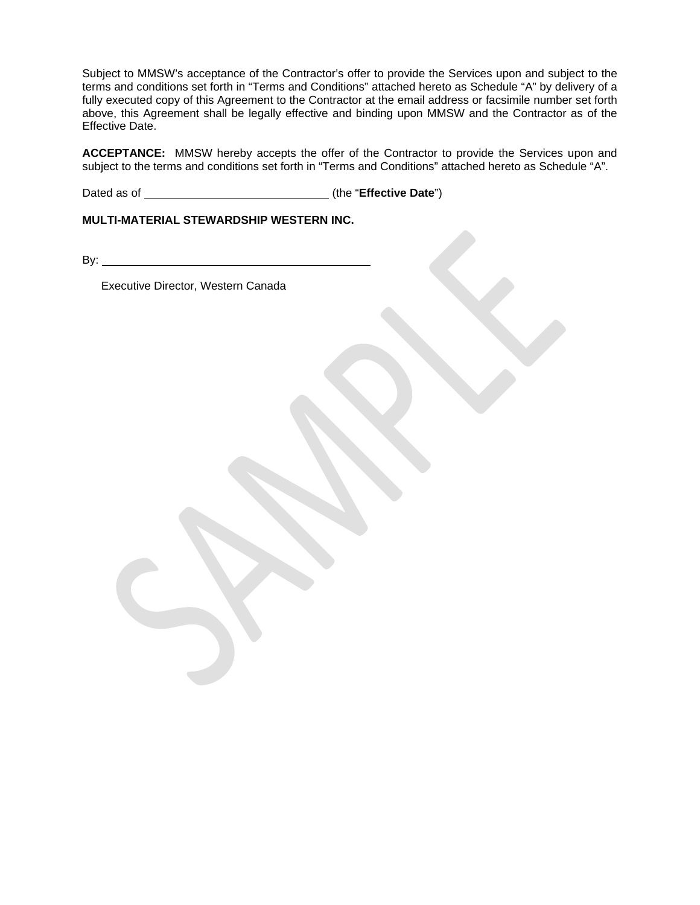Subject to MMSW's acceptance of the Contractor's offer to provide the Services upon and subject to the terms and conditions set forth in "Terms and Conditions" attached hereto as Schedule "A" by delivery of a fully executed copy of this Agreement to the Contractor at the email address or facsimile number set forth above, this Agreement shall be legally effective and binding upon MMSW and the Contractor as of the Effective Date.

**ACCEPTANCE:** MMSW hereby accepts the offer of the Contractor to provide the Services upon and subject to the terms and conditions set forth in "Terms and Conditions" attached hereto as Schedule "A".

Dated as of ______________________________ (the "**Effective Date**")

**MULTI-MATERIAL STEWARDSHIP WESTERN INC.**

By: ______________________________________________

Executive Director, Western Canada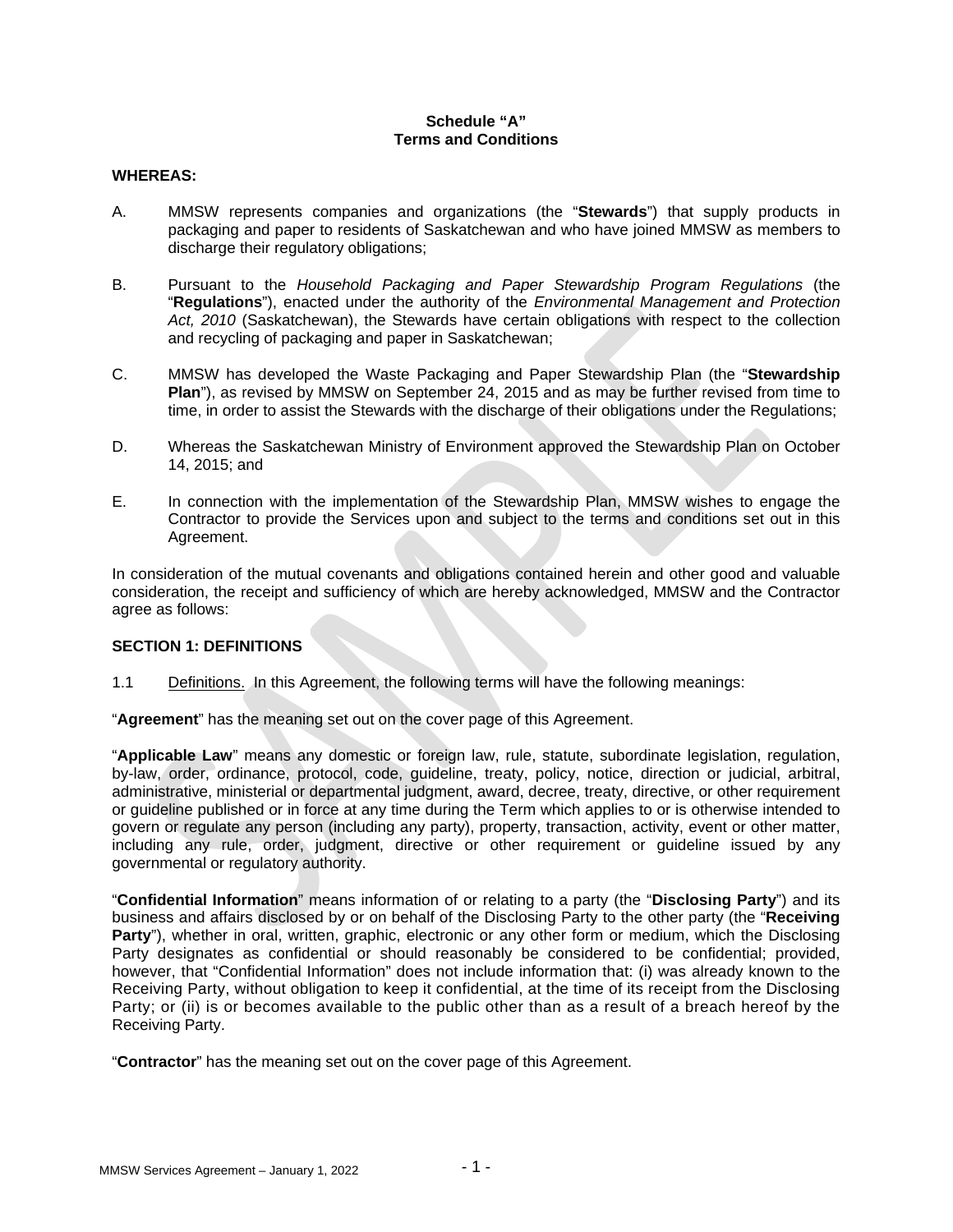**Schedule "A"**
**Terms and Conditions**

**WHEREAS:**

A. MMSW represents companies and organizations (the "**Stewards**") that supply products in packaging and paper to residents of Saskatchewan and who have joined MMSW as members to discharge their regulatory obligations;

B. Pursuant to the *Household Packaging and Paper Stewardship Program Regulations* (the "**Regulations**"), enacted under the authority of the *Environmental Management and Protection Act, 2010* (Saskatchewan), the Stewards have certain obligations with respect to the collection and recycling of packaging and paper in Saskatchewan;

C. MMSW has developed the Waste Packaging and Paper Stewardship Plan (the "**Stewardship Plan**"), as revised by MMSW on September 24, 2015 and as may be further revised from time to time, in order to assist the Stewards with the discharge of their obligations under the Regulations;

D. Whereas the Saskatchewan Ministry of Environment approved the Stewardship Plan on October 14, 2015; and

E. In connection with the implementation of the Stewardship Plan, MMSW wishes to engage the Contractor to provide the Services upon and subject to the terms and conditions set out in this Agreement.

In consideration of the mutual covenants and obligations contained herein and other good and valuable consideration, the receipt and sufficiency of which are hereby acknowledged, MMSW and the Contractor agree as follows:

**SECTION 1: DEFINITIONS**

1.1 Definitions. In this Agreement, the following terms will have the following meanings:

"**Agreement**" has the meaning set out on the cover page of this Agreement.

"**Applicable Law**" means any domestic or foreign law, rule, statute, subordinate legislation, regulation, by-law, order, ordinance, protocol, code, guideline, treaty, policy, notice, direction or judicial, arbitral, administrative, ministerial or departmental judgment, award, decree, treaty, directive, or other requirement or guideline published or in force at any time during the Term which applies to or is otherwise intended to govern or regulate any person (including any party), property, transaction, activity, event or other matter, including any rule, order, judgment, directive or other requirement or guideline issued by any governmental or regulatory authority.

"**Confidential Information**" means information of or relating to a party (the "**Disclosing Party**") and its business and affairs disclosed by or on behalf of the Disclosing Party to the other party (the "**Receiving Party**"), whether in oral, written, graphic, electronic or any other form or medium, which the Disclosing Party designates as confidential or should reasonably be considered to be confidential; provided, however, that "Confidential Information" does not include information that: (i) was already known to the Receiving Party, without obligation to keep it confidential, at the time of its receipt from the Disclosing Party; or (ii) is or becomes available to the public other than as a result of a breach hereof by the Receiving Party.

"**Contractor**" has the meaning set out on the cover page of this Agreement.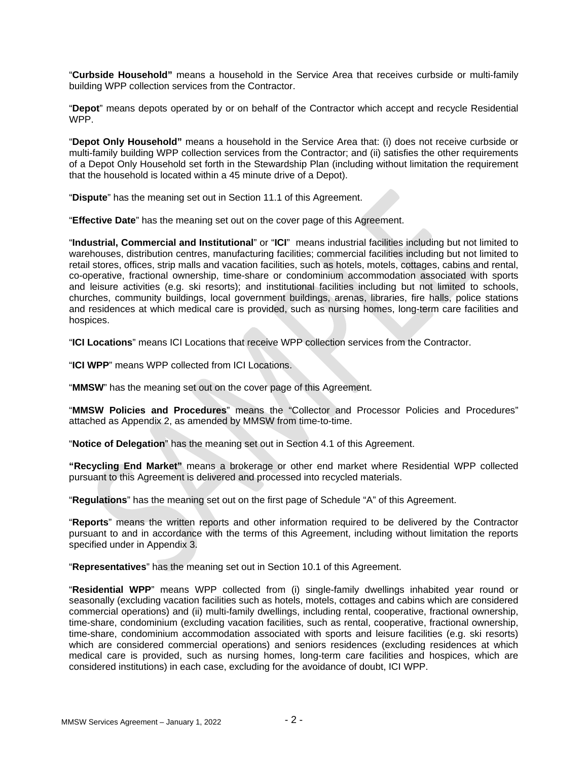"**Curbside Household"** means a household in the Service Area that receives curbside or multi-family building WPP collection services from the Contractor.

"**Depot**" means depots operated by or on behalf of the Contractor which accept and recycle Residential WPP.

"**Depot Only Household"** means a household in the Service Area that: (i) does not receive curbside or multi-family building WPP collection services from the Contractor; and (ii) satisfies the other requirements of a Depot Only Household set forth in the Stewardship Plan (including without limitation the requirement that the household is located within a 45 minute drive of a Depot).

"**Dispute**" has the meaning set out in Section 11.1 of this Agreement.

"**Effective Date**" has the meaning set out on the cover page of this Agreement.

"**Industrial, Commercial and Institutional**" or "**ICI**" means industrial facilities including but not limited to warehouses, distribution centres, manufacturing facilities; commercial facilities including but not limited to retail stores, offices, strip malls and vacation facilities, such as hotels, motels, cottages, cabins and rental, co-operative, fractional ownership, time-share or condominium accommodation associated with sports and leisure activities (e.g. ski resorts); and institutional facilities including but not limited to schools, churches, community buildings, local government buildings, arenas, libraries, fire halls, police stations and residences at which medical care is provided, such as nursing homes, long-term care facilities and hospices.

"**ICI Locations**" means ICI Locations that receive WPP collection services from the Contractor.

"**ICI WPP**" means WPP collected from ICI Locations.

"**MMSW**" has the meaning set out on the cover page of this Agreement.

"**MMSW Policies and Procedures**" means the "Collector and Processor Policies and Procedures" attached as Appendix 2, as amended by MMSW from time-to-time.

"**Notice of Delegation**" has the meaning set out in Section 4.1 of this Agreement.

**"Recycling End Market"** means a brokerage or other end market where Residential WPP collected pursuant to this Agreement is delivered and processed into recycled materials.

"**Regulations**" has the meaning set out on the first page of Schedule "A" of this Agreement.

"**Reports**" means the written reports and other information required to be delivered by the Contractor pursuant to and in accordance with the terms of this Agreement, including without limitation the reports specified under in Appendix 3.

"**Representatives**" has the meaning set out in Section 10.1 of this Agreement.

"**Residential WPP**" means WPP collected from (i) single-family dwellings inhabited year round or seasonally (excluding vacation facilities such as hotels, motels, cottages and cabins which are considered commercial operations) and (ii) multi-family dwellings, including rental, cooperative, fractional ownership, time-share, condominium (excluding vacation facilities, such as rental, cooperative, fractional ownership, time-share, condominium accommodation associated with sports and leisure facilities (e.g. ski resorts) which are considered commercial operations) and seniors residences (excluding residences at which medical care is provided, such as nursing homes, long-term care facilities and hospices, which are considered institutions) in each case, excluding for the avoidance of doubt, ICI WPP.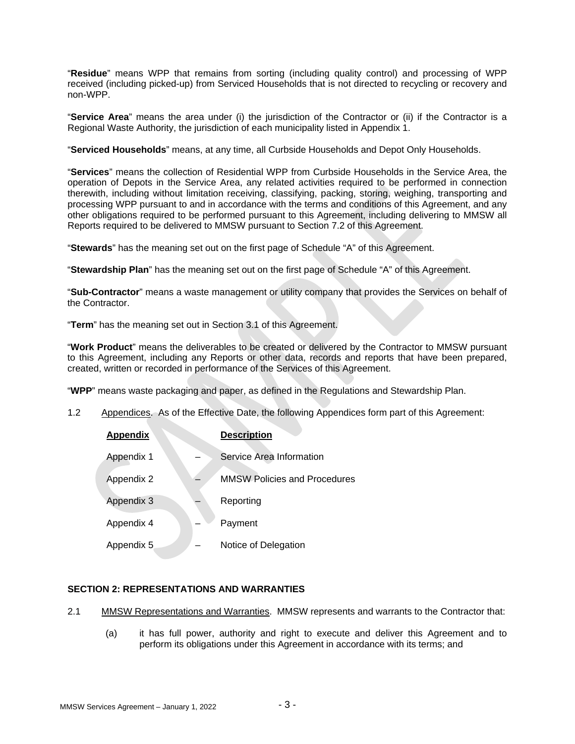"**Residue**" means WPP that remains from sorting (including quality control) and processing of WPP received (including picked-up) from Serviced Households that is not directed to recycling or recovery and non-WPP.

"**Service Area**" means the area under (i) the jurisdiction of the Contractor or (ii) if the Contractor is a Regional Waste Authority, the jurisdiction of each municipality listed in Appendix 1.

"**Serviced Households**" means, at any time, all Curbside Households and Depot Only Households.

"**Services**" means the collection of Residential WPP from Curbside Households in the Service Area, the operation of Depots in the Service Area, any related activities required to be performed in connection therewith, including without limitation receiving, classifying, packing, storing, weighing, transporting and processing WPP pursuant to and in accordance with the terms and conditions of this Agreement, and any other obligations required to be performed pursuant to this Agreement, including delivering to MMSW all Reports required to be delivered to MMSW pursuant to Section 7.2 of this Agreement.

"**Stewards**" has the meaning set out on the first page of Schedule "A" of this Agreement.

"**Stewardship Plan**" has the meaning set out on the first page of Schedule "A" of this Agreement.

"**Sub-Contractor**" means a waste management or utility company that provides the Services on behalf of the Contractor.

"**Term**" has the meaning set out in Section 3.1 of this Agreement.

"**Work Product**" means the deliverables to be created or delivered by the Contractor to MMSW pursuant to this Agreement, including any Reports or other data, records and reports that have been prepared, created, written or recorded in performance of the Services of this Agreement.

"**WPP**" means waste packaging and paper, as defined in the Regulations and Stewardship Plan.

1.2 Appendices. As of the Effective Date, the following Appendices form part of this Agreement:

| Appendix | | Description |
|---|---|---|
| Appendix 1 | – | Service Area Information |
| Appendix 2 | – | MMSW Policies and Procedures |
| Appendix 3 | – | Reporting |
| Appendix 4 | – | Payment |
| Appendix 5 | – | Notice of Delegation |

## SECTION 2: REPRESENTATIONS AND WARRANTIES

2.1 MMSW Representations and Warranties. MMSW represents and warrants to the Contractor that:

(a) it has full power, authority and right to execute and deliver this Agreement and to perform its obligations under this Agreement in accordance with its terms; and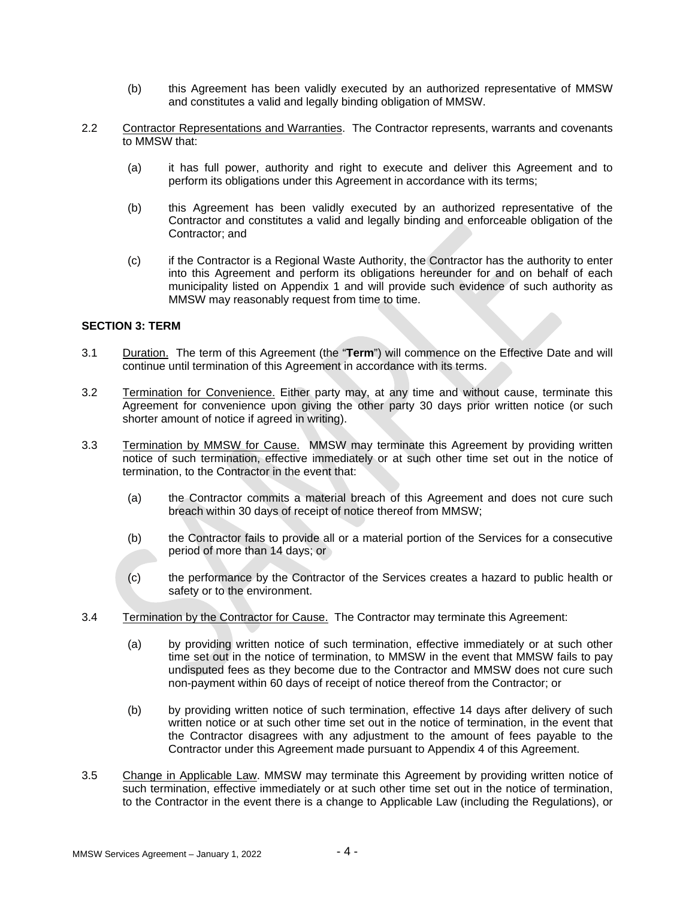(b) this Agreement has been validly executed by an authorized representative of MMSW and constitutes a valid and legally binding obligation of MMSW.

2.2 Contractor Representations and Warranties. The Contractor represents, warrants and covenants to MMSW that:

(a) it has full power, authority and right to execute and deliver this Agreement and to perform its obligations under this Agreement in accordance with its terms;

(b) this Agreement has been validly executed by an authorized representative of the Contractor and constitutes a valid and legally binding and enforceable obligation of the Contractor; and

(c) if the Contractor is a Regional Waste Authority, the Contractor has the authority to enter into this Agreement and perform its obligations hereunder for and on behalf of each municipality listed on Appendix 1 and will provide such evidence of such authority as MMSW may reasonably request from time to time.

**SECTION 3: TERM**

3.1 Duration. The term of this Agreement (the "**Term**") will commence on the Effective Date and will continue until termination of this Agreement in accordance with its terms.

3.2 Termination for Convenience. Either party may, at any time and without cause, terminate this Agreement for convenience upon giving the other party 30 days prior written notice (or such shorter amount of notice if agreed in writing).

3.3 Termination by MMSW for Cause. MMSW may terminate this Agreement by providing written notice of such termination, effective immediately or at such other time set out in the notice of termination, to the Contractor in the event that:

(a) the Contractor commits a material breach of this Agreement and does not cure such breach within 30 days of receipt of notice thereof from MMSW;

(b) the Contractor fails to provide all or a material portion of the Services for a consecutive period of more than 14 days; or

(c) the performance by the Contractor of the Services creates a hazard to public health or safety or to the environment.

3.4 Termination by the Contractor for Cause. The Contractor may terminate this Agreement:

(a) by providing written notice of such termination, effective immediately or at such other time set out in the notice of termination, to MMSW in the event that MMSW fails to pay undisputed fees as they become due to the Contractor and MMSW does not cure such non-payment within 60 days of receipt of notice thereof from the Contractor; or

(b) by providing written notice of such termination, effective 14 days after delivery of such written notice or at such other time set out in the notice of termination, in the event that the Contractor disagrees with any adjustment to the amount of fees payable to the Contractor under this Agreement made pursuant to Appendix 4 of this Agreement.

3.5 Change in Applicable Law. MMSW may terminate this Agreement by providing written notice of such termination, effective immediately or at such other time set out in the notice of termination, to the Contractor in the event there is a change to Applicable Law (including the Regulations), or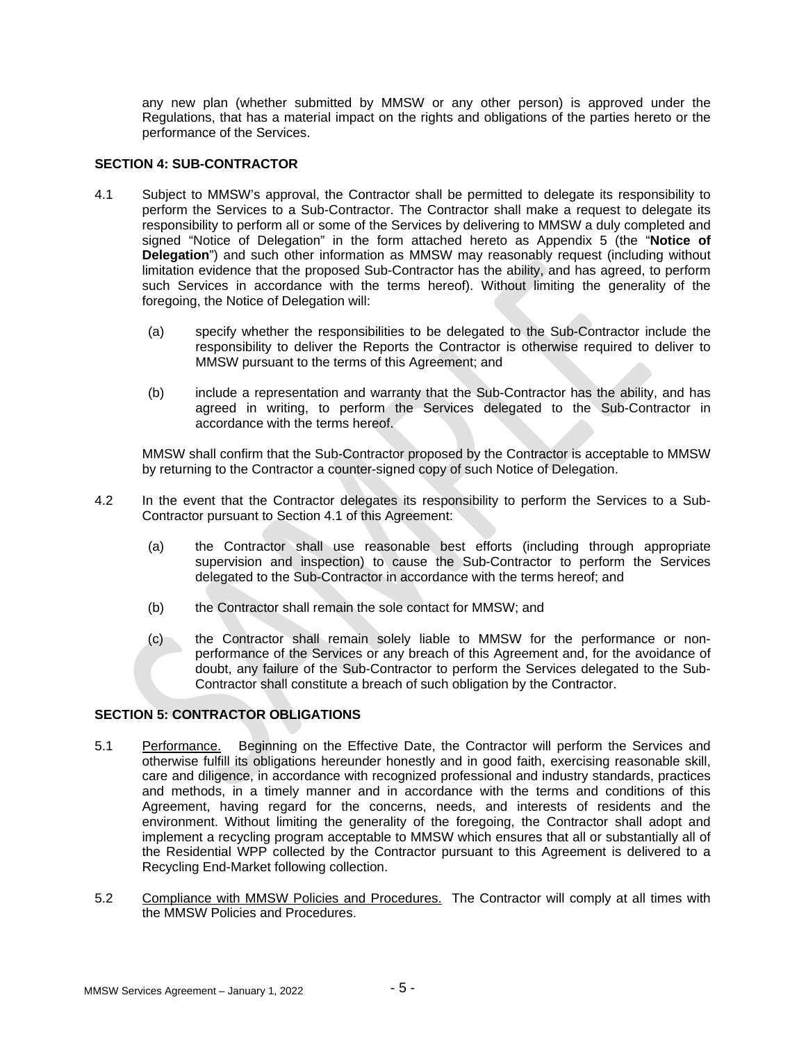any new plan (whether submitted by MMSW or any other person) is approved under the Regulations, that has a material impact on the rights and obligations of the parties hereto or the performance of the Services.

## SECTION 4: SUB-CONTRACTOR

4.1 Subject to MMSW's approval, the Contractor shall be permitted to delegate its responsibility to perform the Services to a Sub-Contractor. The Contractor shall make a request to delegate its responsibility to perform all or some of the Services by delivering to MMSW a duly completed and signed "Notice of Delegation" in the form attached hereto as Appendix 5 (the "**Notice of Delegation**") and such other information as MMSW may reasonably request (including without limitation evidence that the proposed Sub-Contractor has the ability, and has agreed, to perform such Services in accordance with the terms hereof). Without limiting the generality of the foregoing, the Notice of Delegation will:

   (a) specify whether the responsibilities to be delegated to the Sub-Contractor include the responsibility to deliver the Reports the Contractor is otherwise required to deliver to MMSW pursuant to the terms of this Agreement; and

   (b) include a representation and warranty that the Sub-Contractor has the ability, and has agreed in writing, to perform the Services delegated to the Sub-Contractor in accordance with the terms hereof.

   MMSW shall confirm that the Sub-Contractor proposed by the Contractor is acceptable to MMSW by returning to the Contractor a counter-signed copy of such Notice of Delegation.

4.2 In the event that the Contractor delegates its responsibility to perform the Services to a Sub-Contractor pursuant to Section 4.1 of this Agreement:

   (a) the Contractor shall use reasonable best efforts (including through appropriate supervision and inspection) to cause the Sub-Contractor to perform the Services delegated to the Sub-Contractor in accordance with the terms hereof; and

   (b) the Contractor shall remain the sole contact for MMSW; and

   (c) the Contractor shall remain solely liable to MMSW for the performance or non-performance of the Services or any breach of this Agreement and, for the avoidance of doubt, any failure of the Sub-Contractor to perform the Services delegated to the Sub-Contractor shall constitute a breach of such obligation by the Contractor.

## SECTION 5: CONTRACTOR OBLIGATIONS

5.1 Performance. Beginning on the Effective Date, the Contractor will perform the Services and otherwise fulfill its obligations hereunder honestly and in good faith, exercising reasonable skill, care and diligence, in accordance with recognized professional and industry standards, practices and methods, in a timely manner and in accordance with the terms and conditions of this Agreement, having regard for the concerns, needs, and interests of residents and the environment. Without limiting the generality of the foregoing, the Contractor shall adopt and implement a recycling program acceptable to MMSW which ensures that all or substantially all of the Residential WPP collected by the Contractor pursuant to this Agreement is delivered to a Recycling End-Market following collection.

5.2 Compliance with MMSW Policies and Procedures. The Contractor will comply at all times with the MMSW Policies and Procedures.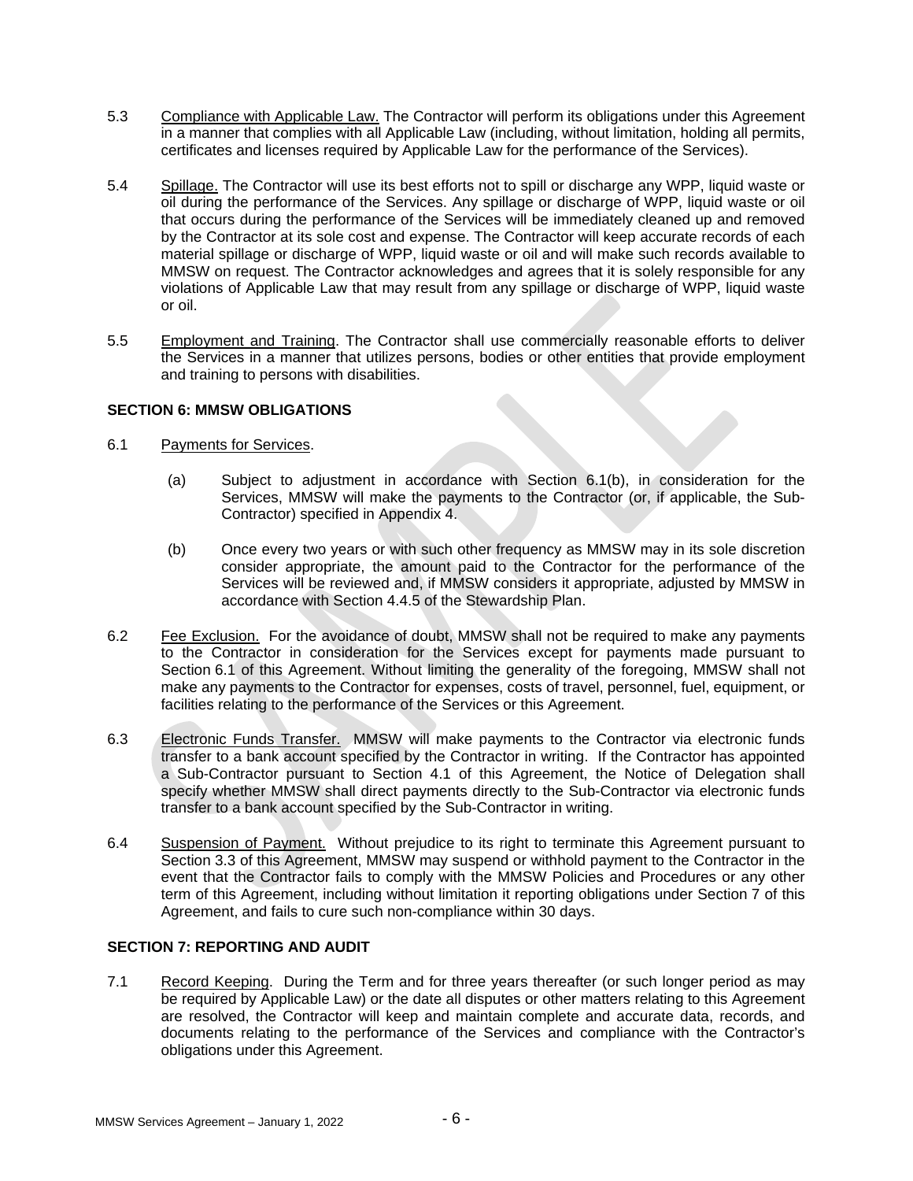5.3 Compliance with Applicable Law. The Contractor will perform its obligations under this Agreement in a manner that complies with all Applicable Law (including, without limitation, holding all permits, certificates and licenses required by Applicable Law for the performance of the Services).

5.4 Spillage. The Contractor will use its best efforts not to spill or discharge any WPP, liquid waste or oil during the performance of the Services. Any spillage or discharge of WPP, liquid waste or oil that occurs during the performance of the Services will be immediately cleaned up and removed by the Contractor at its sole cost and expense. The Contractor will keep accurate records of each material spillage or discharge of WPP, liquid waste or oil and will make such records available to MMSW on request. The Contractor acknowledges and agrees that it is solely responsible for any violations of Applicable Law that may result from any spillage or discharge of WPP, liquid waste or oil.

5.5 Employment and Training. The Contractor shall use commercially reasonable efforts to deliver the Services in a manner that utilizes persons, bodies or other entities that provide employment and training to persons with disabilities.

### SECTION 6: MMSW OBLIGATIONS

6.1 Payments for Services.

(a) Subject to adjustment in accordance with Section 6.1(b), in consideration for the Services, MMSW will make the payments to the Contractor (or, if applicable, the Sub-Contractor) specified in Appendix 4.

(b) Once every two years or with such other frequency as MMSW may in its sole discretion consider appropriate, the amount paid to the Contractor for the performance of the Services will be reviewed and, if MMSW considers it appropriate, adjusted by MMSW in accordance with Section 4.4.5 of the Stewardship Plan.

6.2 Fee Exclusion. For the avoidance of doubt, MMSW shall not be required to make any payments to the Contractor in consideration for the Services except for payments made pursuant to Section 6.1 of this Agreement. Without limiting the generality of the foregoing, MMSW shall not make any payments to the Contractor for expenses, costs of travel, personnel, fuel, equipment, or facilities relating to the performance of the Services or this Agreement.

6.3 Electronic Funds Transfer. MMSW will make payments to the Contractor via electronic funds transfer to a bank account specified by the Contractor in writing. If the Contractor has appointed a Sub-Contractor pursuant to Section 4.1 of this Agreement, the Notice of Delegation shall specify whether MMSW shall direct payments directly to the Sub-Contractor via electronic funds transfer to a bank account specified by the Sub-Contractor in writing.

6.4 Suspension of Payment. Without prejudice to its right to terminate this Agreement pursuant to Section 3.3 of this Agreement, MMSW may suspend or withhold payment to the Contractor in the event that the Contractor fails to comply with the MMSW Policies and Procedures or any other term of this Agreement, including without limitation it reporting obligations under Section 7 of this Agreement, and fails to cure such non-compliance within 30 days.

### SECTION 7: REPORTING AND AUDIT

7.1 Record Keeping. During the Term and for three years thereafter (or such longer period as may be required by Applicable Law) or the date all disputes or other matters relating to this Agreement are resolved, the Contractor will keep and maintain complete and accurate data, records, and documents relating to the performance of the Services and compliance with the Contractor's obligations under this Agreement.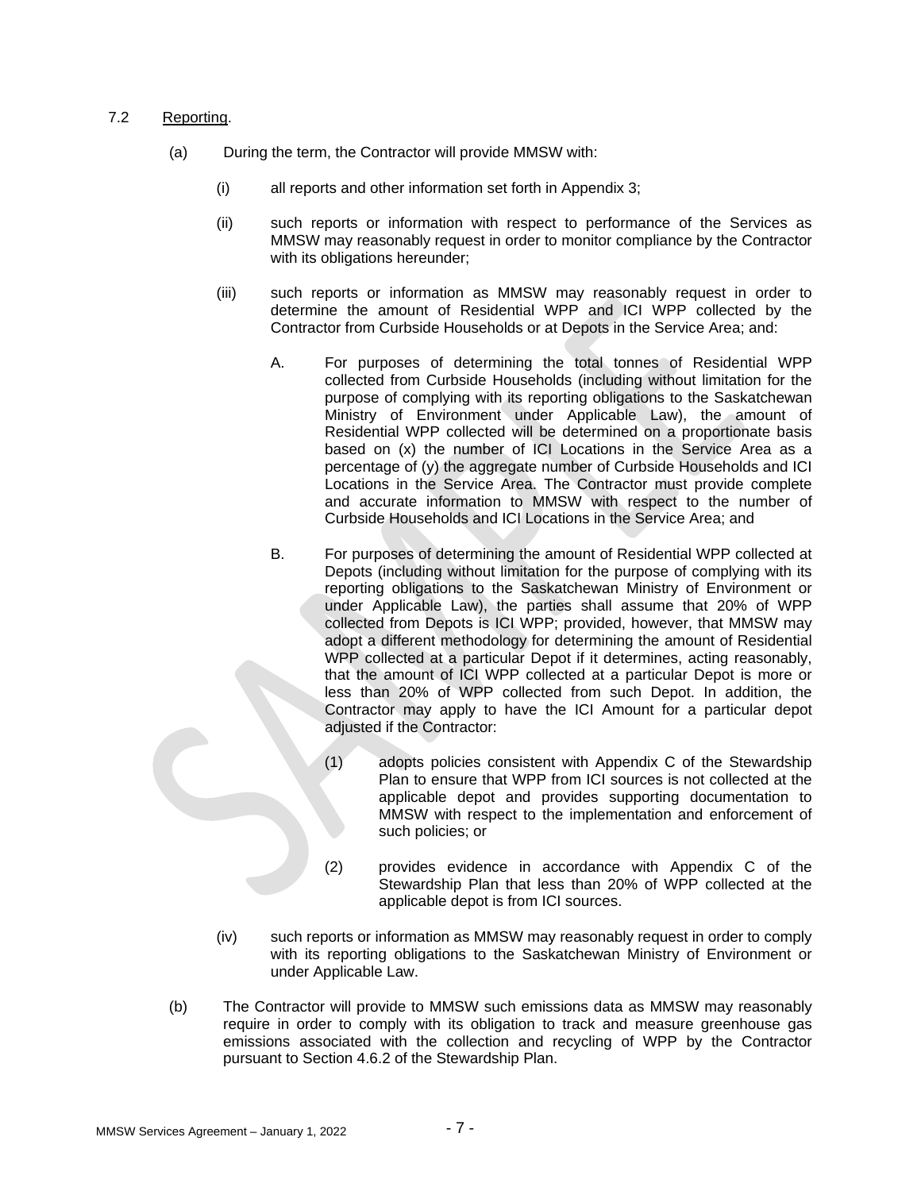7.2 Reporting.

(a) During the term, the Contractor will provide MMSW with:

(i) all reports and other information set forth in Appendix 3;

(ii) such reports or information with respect to performance of the Services as MMSW may reasonably request in order to monitor compliance by the Contractor with its obligations hereunder;

(iii) such reports or information as MMSW may reasonably request in order to determine the amount of Residential WPP and ICI WPP collected by the Contractor from Curbside Households or at Depots in the Service Area; and:

A. For purposes of determining the total tonnes of Residential WPP collected from Curbside Households (including without limitation for the purpose of complying with its reporting obligations to the Saskatchewan Ministry of Environment under Applicable Law), the amount of Residential WPP collected will be determined on a proportionate basis based on (x) the number of ICI Locations in the Service Area as a percentage of (y) the aggregate number of Curbside Households and ICI Locations in the Service Area. The Contractor must provide complete and accurate information to MMSW with respect to the number of Curbside Households and ICI Locations in the Service Area; and

B. For purposes of determining the amount of Residential WPP collected at Depots (including without limitation for the purpose of complying with its reporting obligations to the Saskatchewan Ministry of Environment or under Applicable Law), the parties shall assume that 20% of WPP collected from Depots is ICI WPP; provided, however, that MMSW may adopt a different methodology for determining the amount of Residential WPP collected at a particular Depot if it determines, acting reasonably, that the amount of ICI WPP collected at a particular Depot is more or less than 20% of WPP collected from such Depot. In addition, the Contractor may apply to have the ICI Amount for a particular depot adjusted if the Contractor:

(1) adopts policies consistent with Appendix C of the Stewardship Plan to ensure that WPP from ICI sources is not collected at the applicable depot and provides supporting documentation to MMSW with respect to the implementation and enforcement of such policies; or

(2) provides evidence in accordance with Appendix C of the Stewardship Plan that less than 20% of WPP collected at the applicable depot is from ICI sources.

(iv) such reports or information as MMSW may reasonably request in order to comply with its reporting obligations to the Saskatchewan Ministry of Environment or under Applicable Law.

(b) The Contractor will provide to MMSW such emissions data as MMSW may reasonably require in order to comply with its obligation to track and measure greenhouse gas emissions associated with the collection and recycling of WPP by the Contractor pursuant to Section 4.6.2 of the Stewardship Plan.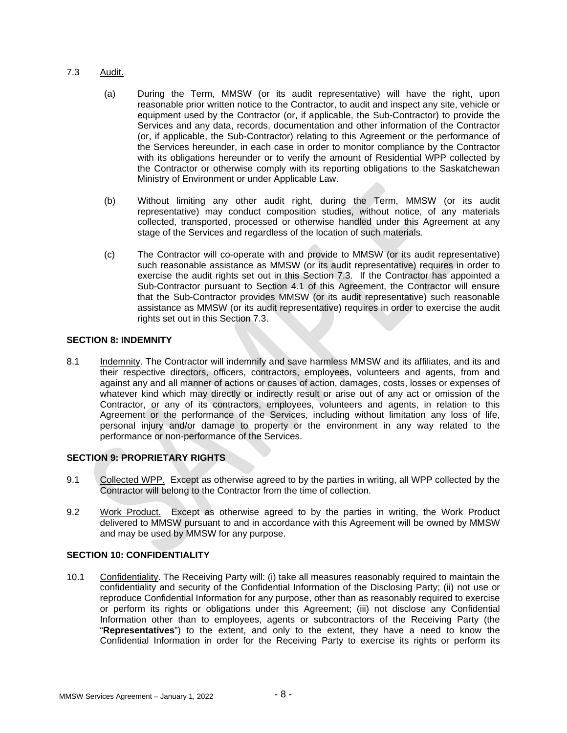7.3 Audit.

(a) During the Term, MMSW (or its audit representative) will have the right, upon reasonable prior written notice to the Contractor, to audit and inspect any site, vehicle or equipment used by the Contractor (or, if applicable, the Sub-Contractor) to provide the Services and any data, records, documentation and other information of the Contractor (or, if applicable, the Sub-Contractor) relating to this Agreement or the performance of the Services hereunder, in each case in order to monitor compliance by the Contractor with its obligations hereunder or to verify the amount of Residential WPP collected by the Contractor or otherwise comply with its reporting obligations to the Saskatchewan Ministry of Environment or under Applicable Law.

(b) Without limiting any other audit right, during the Term, MMSW (or its audit representative) may conduct composition studies, without notice, of any materials collected, transported, processed or otherwise handled under this Agreement at any stage of the Services and regardless of the location of such materials.

(c) The Contractor will co-operate with and provide to MMSW (or its audit representative) such reasonable assistance as MMSW (or its audit representative) requires in order to exercise the audit rights set out in this Section 7.3. If the Contractor has appointed a Sub-Contractor pursuant to Section 4.1 of this Agreement, the Contractor will ensure that the Sub-Contractor provides MMSW (or its audit representative) such reasonable assistance as MMSW (or its audit representative) requires in order to exercise the audit rights set out in this Section 7.3.

**SECTION 8: INDEMNITY**

8.1 Indemnity. The Contractor will indemnify and save harmless MMSW and its affiliates, and its and their respective directors, officers, contractors, employees, volunteers and agents, from and against any and all manner of actions or causes of action, damages, costs, losses or expenses of whatever kind which may directly or indirectly result or arise out of any act or omission of the Contractor, or any of its contractors, employees, volunteers and agents, in relation to this Agreement or the performance of the Services, including without limitation any loss of life, personal injury and/or damage to property or the environment in any way related to the performance or non-performance of the Services.

**SECTION 9: PROPRIETARY RIGHTS**

9.1 Collected WPP. Except as otherwise agreed to by the parties in writing, all WPP collected by the Contractor will belong to the Contractor from the time of collection.

9.2 Work Product. Except as otherwise agreed to by the parties in writing, the Work Product delivered to MMSW pursuant to and in accordance with this Agreement will be owned by MMSW and may be used by MMSW for any purpose.

**SECTION 10: CONFIDENTIALITY**

10.1 Confidentiality. The Receiving Party will: (i) take all measures reasonably required to maintain the confidentiality and security of the Confidential Information of the Disclosing Party; (ii) not use or reproduce Confidential Information for any purpose, other than as reasonably required to exercise or perform its rights or obligations under this Agreement; (iii) not disclose any Confidential Information other than to employees, agents or subcontractors of the Receiving Party (the "**Representatives**") to the extent, and only to the extent, they have a need to know the Confidential Information in order for the Receiving Party to exercise its rights or perform its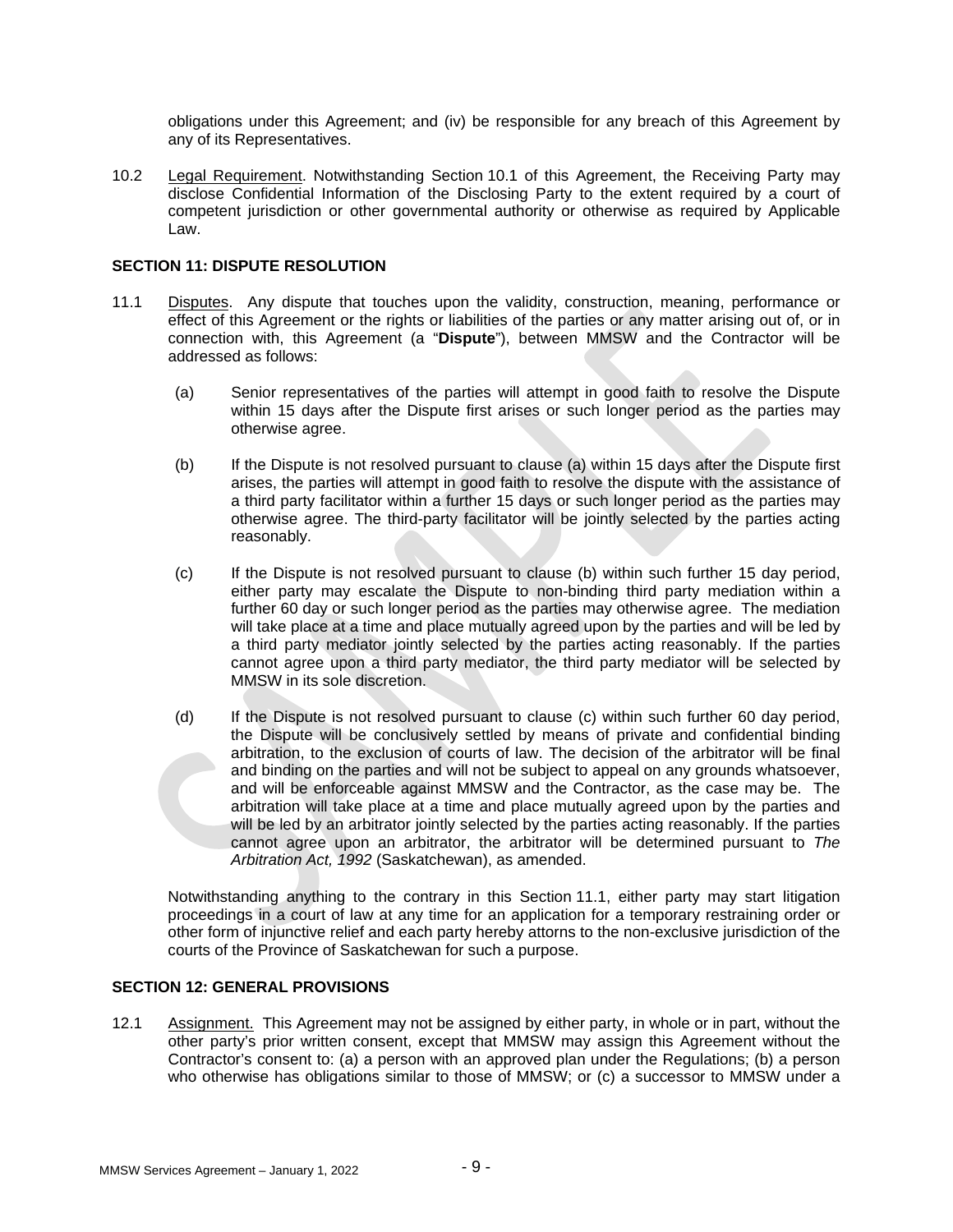obligations under this Agreement; and (iv) be responsible for any breach of this Agreement by any of its Representatives.

10.2 Legal Requirement. Notwithstanding Section 10.1 of this Agreement, the Receiving Party may disclose Confidential Information of the Disclosing Party to the extent required by a court of competent jurisdiction or other governmental authority or otherwise as required by Applicable Law.

**SECTION 11: DISPUTE RESOLUTION**

11.1 Disputes. Any dispute that touches upon the validity, construction, meaning, performance or effect of this Agreement or the rights or liabilities of the parties or any matter arising out of, or in connection with, this Agreement (a "**Dispute**"), between MMSW and the Contractor will be addressed as follows:

(a) Senior representatives of the parties will attempt in good faith to resolve the Dispute within 15 days after the Dispute first arises or such longer period as the parties may otherwise agree.

(b) If the Dispute is not resolved pursuant to clause (a) within 15 days after the Dispute first arises, the parties will attempt in good faith to resolve the dispute with the assistance of a third party facilitator within a further 15 days or such longer period as the parties may otherwise agree. The third-party facilitator will be jointly selected by the parties acting reasonably.

(c) If the Dispute is not resolved pursuant to clause (b) within such further 15 day period, either party may escalate the Dispute to non-binding third party mediation within a further 60 day or such longer period as the parties may otherwise agree. The mediation will take place at a time and place mutually agreed upon by the parties and will be led by a third party mediator jointly selected by the parties acting reasonably. If the parties cannot agree upon a third party mediator, the third party mediator will be selected by MMSW in its sole discretion.

(d) If the Dispute is not resolved pursuant to clause (c) within such further 60 day period, the Dispute will be conclusively settled by means of private and confidential binding arbitration, to the exclusion of courts of law. The decision of the arbitrator will be final and binding on the parties and will not be subject to appeal on any grounds whatsoever, and will be enforceable against MMSW and the Contractor, as the case may be. The arbitration will take place at a time and place mutually agreed upon by the parties and will be led by an arbitrator jointly selected by the parties acting reasonably. If the parties cannot agree upon an arbitrator, the arbitrator will be determined pursuant to *The Arbitration Act, 1992* (Saskatchewan), as amended.

Notwithstanding anything to the contrary in this Section 11.1, either party may start litigation proceedings in a court of law at any time for an application for a temporary restraining order or other form of injunctive relief and each party hereby attorns to the non-exclusive jurisdiction of the courts of the Province of Saskatchewan for such a purpose.

**SECTION 12: GENERAL PROVISIONS**

12.1 Assignment. This Agreement may not be assigned by either party, in whole or in part, without the other party's prior written consent, except that MMSW may assign this Agreement without the Contractor's consent to: (a) a person with an approved plan under the Regulations; (b) a person who otherwise has obligations similar to those of MMSW; or (c) a successor to MMSW under a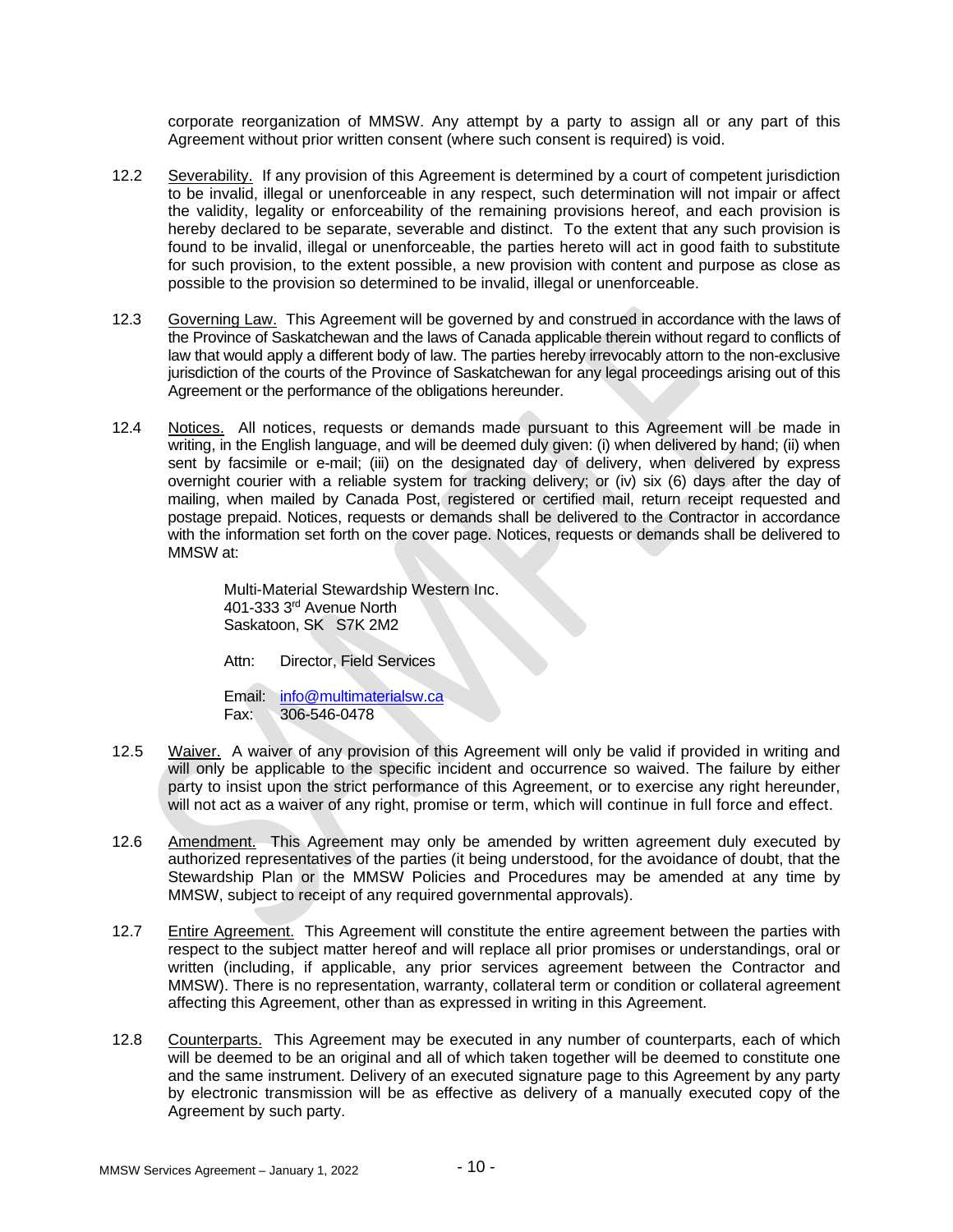corporate reorganization of MMSW. Any attempt by a party to assign all or any part of this Agreement without prior written consent (where such consent is required) is void.

12.2 Severability. If any provision of this Agreement is determined by a court of competent jurisdiction to be invalid, illegal or unenforceable in any respect, such determination will not impair or affect the validity, legality or enforceability of the remaining provisions hereof, and each provision is hereby declared to be separate, severable and distinct. To the extent that any such provision is found to be invalid, illegal or unenforceable, the parties hereto will act in good faith to substitute for such provision, to the extent possible, a new provision with content and purpose as close as possible to the provision so determined to be invalid, illegal or unenforceable.

12.3 Governing Law. This Agreement will be governed by and construed in accordance with the laws of the Province of Saskatchewan and the laws of Canada applicable therein without regard to conflicts of law that would apply a different body of law. The parties hereby irrevocably attorn to the non-exclusive jurisdiction of the courts of the Province of Saskatchewan for any legal proceedings arising out of this Agreement or the performance of the obligations hereunder.

12.4 Notices. All notices, requests or demands made pursuant to this Agreement will be made in writing, in the English language, and will be deemed duly given: (i) when delivered by hand; (ii) when sent by facsimile or e-mail; (iii) on the designated day of delivery, when delivered by express overnight courier with a reliable system for tracking delivery; or (iv) six (6) days after the day of mailing, when mailed by Canada Post, registered or certified mail, return receipt requested and postage prepaid. Notices, requests or demands shall be delivered to the Contractor in accordance with the information set forth on the cover page. Notices, requests or demands shall be delivered to MMSW at:

Multi-Material Stewardship Western Inc.
401-333 3rd Avenue North
Saskatoon, SK S7K 2M2

Attn: Director, Field Services

Email: info@multimaterialsw.ca
Fax: 306-546-0478

12.5 Waiver. A waiver of any provision of this Agreement will only be valid if provided in writing and will only be applicable to the specific incident and occurrence so waived. The failure by either party to insist upon the strict performance of this Agreement, or to exercise any right hereunder, will not act as a waiver of any right, promise or term, which will continue in full force and effect.

12.6 Amendment. This Agreement may only be amended by written agreement duly executed by authorized representatives of the parties (it being understood, for the avoidance of doubt, that the Stewardship Plan or the MMSW Policies and Procedures may be amended at any time by MMSW, subject to receipt of any required governmental approvals).

12.7 Entire Agreement. This Agreement will constitute the entire agreement between the parties with respect to the subject matter hereof and will replace all prior promises or understandings, oral or written (including, if applicable, any prior services agreement between the Contractor and MMSW). There is no representation, warranty, collateral term or condition or collateral agreement affecting this Agreement, other than as expressed in writing in this Agreement.

12.8 Counterparts. This Agreement may be executed in any number of counterparts, each of which will be deemed to be an original and all of which taken together will be deemed to constitute one and the same instrument. Delivery of an executed signature page to this Agreement by any party by electronic transmission will be as effective as delivery of a manually executed copy of the Agreement by such party.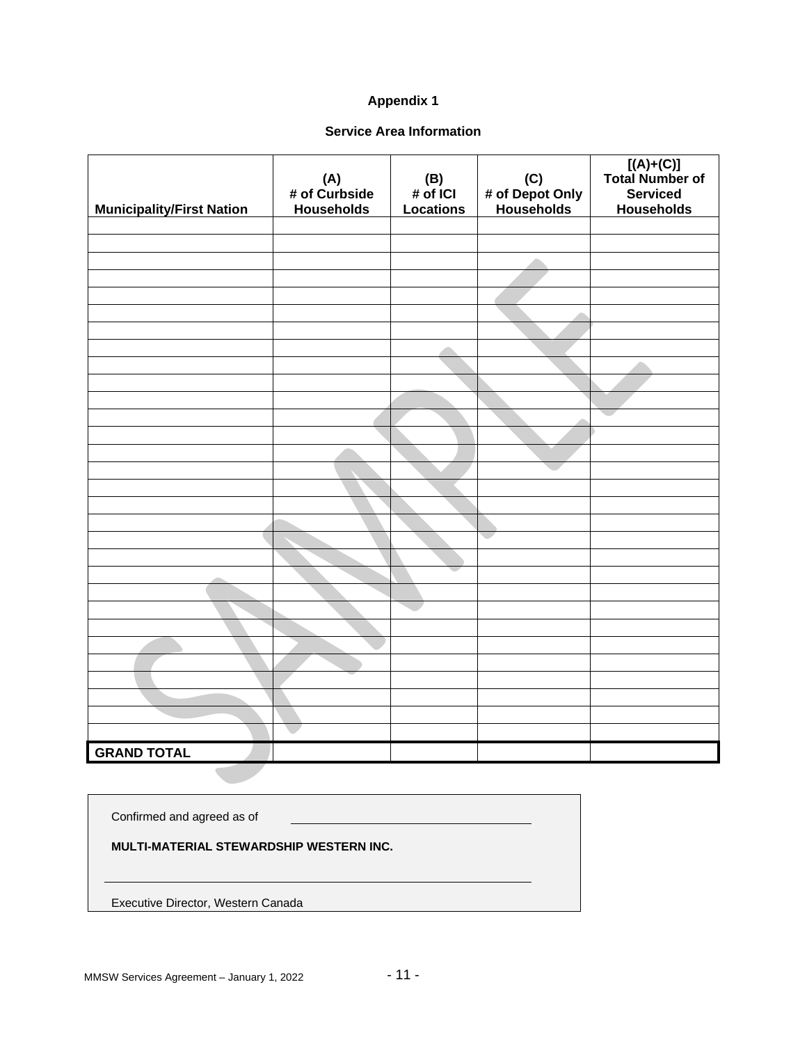**Appendix 1**

**Service Area Information**

| Municipality/First Nation | (A) # of Curbside Households | (B) # of ICI Locations | (C) # of Depot Only Households | [(A)+(C)] Total Number of Serviced Households |
|---|---|---|---|---|
| | | | | |
| | | | | |
| | | | | |
| | | | | |
| | | | | |
| | | | | |
| | | | | |
| | | | | |
| | | | | |
| | | | | |
| | | | | |
| | | | | |
| | | | | |
| | | | | |
| | | | | |
| | | | | |
| | | | | |
| | | | | |
| | | | | |
| | | | | |
| | | | | |
| | | | | |
| | | | | |
| | | | | |
| | | | | |
| | | | | |
| | | | | |
| | | | | |
| | | | | |
| | | | | |
| | | | | |
| **GRAND TOTAL** | | | | |

Confirmed and agreed as of \_\_\_\_\_\_\_\_\_\_\_\_\_\_\_\_\_\_\_\_\_\_\_\_

**MULTI-MATERIAL STEWARDSHIP WESTERN INC.**

\_\_\_\_\_\_\_\_\_\_\_\_\_\_\_\_\_\_\_\_\_\_\_\_\_\_\_\_\_\_\_\_\_\_\_\_

Executive Director, Western Canada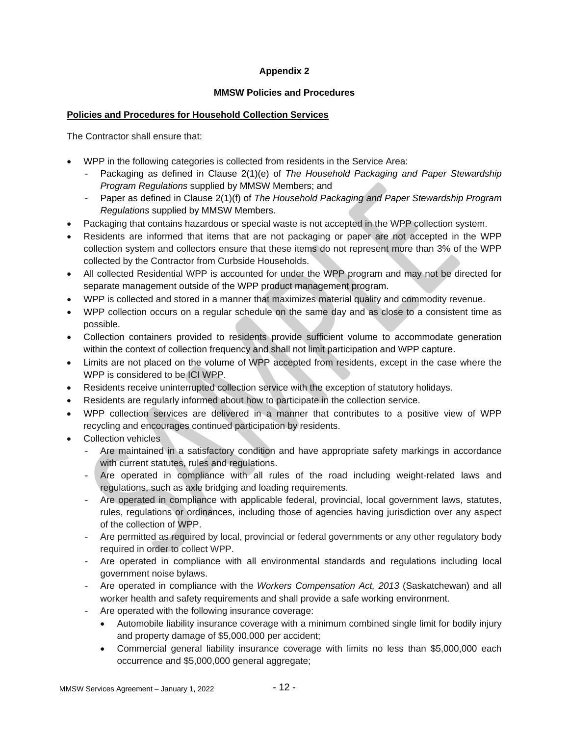**Appendix 2**

**MMSW Policies and Procedures**

**Policies and Procedures for Household Collection Services**

The Contractor shall ensure that:

- WPP in the following categories is collected from residents in the Service Area:
  - Packaging as defined in Clause 2(1)(e) of *The Household Packaging and Paper Stewardship Program Regulations* supplied by MMSW Members; and
  - Paper as defined in Clause 2(1)(f) of *The Household Packaging and Paper Stewardship Program Regulations* supplied by MMSW Members.
- Packaging that contains hazardous or special waste is not accepted in the WPP collection system.
- Residents are informed that items that are not packaging or paper are not accepted in the WPP collection system and collectors ensure that these items do not represent more than 3% of the WPP collected by the Contractor from Curbside Households.
- All collected Residential WPP is accounted for under the WPP program and may not be directed for separate management outside of the WPP product management program.
- WPP is collected and stored in a manner that maximizes material quality and commodity revenue.
- WPP collection occurs on a regular schedule on the same day and as close to a consistent time as possible.
- Collection containers provided to residents provide sufficient volume to accommodate generation within the context of collection frequency and shall not limit participation and WPP capture.
- Limits are not placed on the volume of WPP accepted from residents, except in the case where the WPP is considered to be ICI WPP.
- Residents receive uninterrupted collection service with the exception of statutory holidays.
- Residents are regularly informed about how to participate in the collection service.
- WPP collection services are delivered in a manner that contributes to a positive view of WPP recycling and encourages continued participation by residents.
- Collection vehicles
  - Are maintained in a satisfactory condition and have appropriate safety markings in accordance with current statutes, rules and regulations.
  - Are operated in compliance with all rules of the road including weight-related laws and regulations, such as axle bridging and loading requirements.
  - Are operated in compliance with applicable federal, provincial, local government laws, statutes, rules, regulations or ordinances, including those of agencies having jurisdiction over any aspect of the collection of WPP.
  - Are permitted as required by local, provincial or federal governments or any other regulatory body required in order to collect WPP.
  - Are operated in compliance with all environmental standards and regulations including local government noise bylaws.
  - Are operated in compliance with the *Workers Compensation Act, 2013* (Saskatchewan) and all worker health and safety requirements and shall provide a safe working environment.
  - Are operated with the following insurance coverage:
    - Automobile liability insurance coverage with a minimum combined single limit for bodily injury and property damage of $5,000,000 per accident;
    - Commercial general liability insurance coverage with limits no less than $5,000,000 each occurrence and $5,000,000 general aggregate;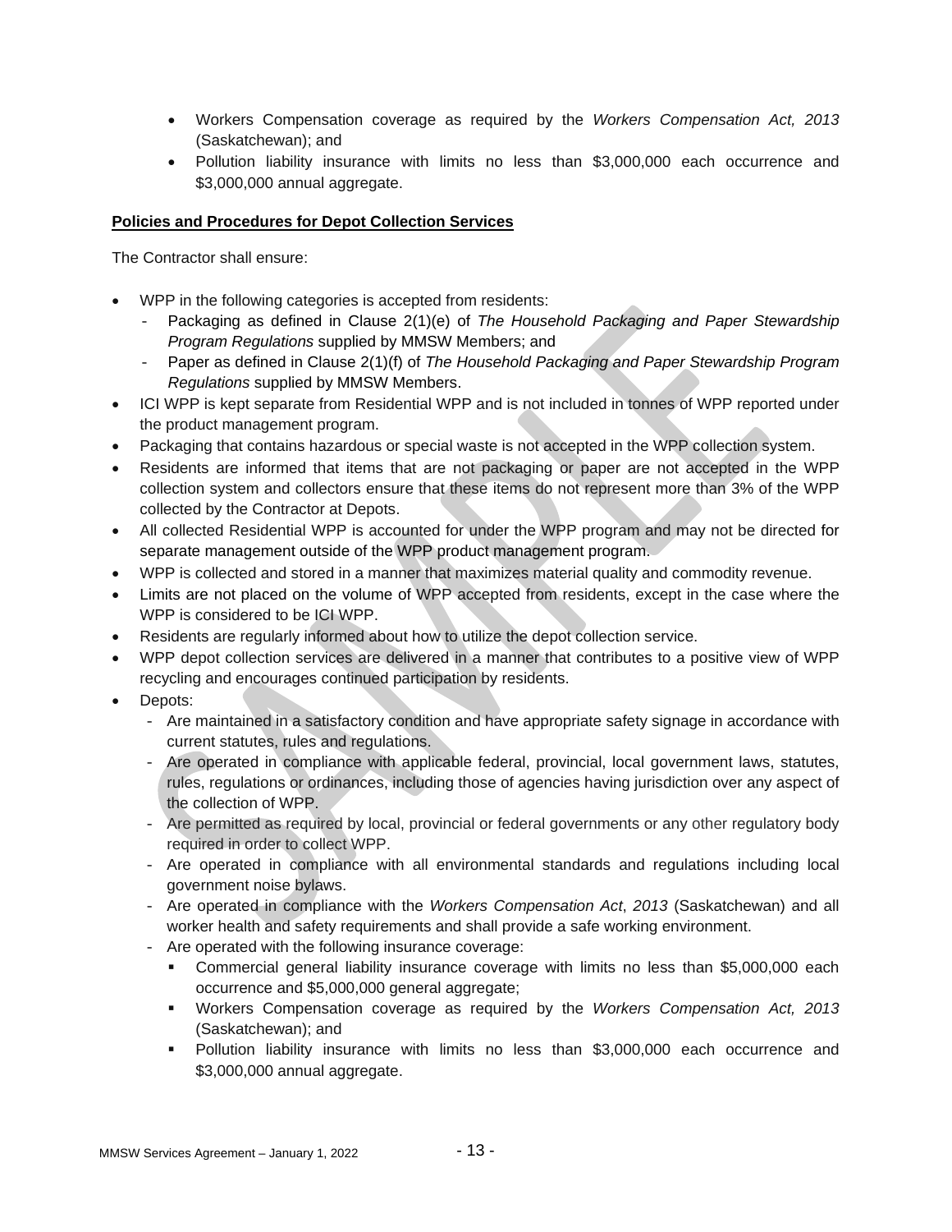- Workers Compensation coverage as required by the *Workers Compensation Act, 2013* (Saskatchewan); and
- Pollution liability insurance with limits no less than $3,000,000 each occurrence and $3,000,000 annual aggregate.

**Policies and Procedures for Depot Collection Services**

The Contractor shall ensure:

- WPP in the following categories is accepted from residents:
  - Packaging as defined in Clause 2(1)(e) of *The Household Packaging and Paper Stewardship Program Regulations* supplied by MMSW Members; and
  - Paper as defined in Clause 2(1)(f) of *The Household Packaging and Paper Stewardship Program Regulations* supplied by MMSW Members.
- ICI WPP is kept separate from Residential WPP and is not included in tonnes of WPP reported under the product management program.
- Packaging that contains hazardous or special waste is not accepted in the WPP collection system.
- Residents are informed that items that are not packaging or paper are not accepted in the WPP collection system and collectors ensure that these items do not represent more than 3% of the WPP collected by the Contractor at Depots.
- All collected Residential WPP is accounted for under the WPP program and may not be directed for separate management outside of the WPP product management program.
- WPP is collected and stored in a manner that maximizes material quality and commodity revenue.
- Limits are not placed on the volume of WPP accepted from residents, except in the case where the WPP is considered to be ICI WPP.
- Residents are regularly informed about how to utilize the depot collection service.
- WPP depot collection services are delivered in a manner that contributes to a positive view of WPP recycling and encourages continued participation by residents.
- Depots:
  - Are maintained in a satisfactory condition and have appropriate safety signage in accordance with current statutes, rules and regulations.
  - Are operated in compliance with applicable federal, provincial, local government laws, statutes, rules, regulations or ordinances, including those of agencies having jurisdiction over any aspect of the collection of WPP.
  - Are permitted as required by local, provincial or federal governments or any other regulatory body required in order to collect WPP.
  - Are operated in compliance with all environmental standards and regulations including local government noise bylaws.
  - Are operated in compliance with the *Workers Compensation Act*, *2013* (Saskatchewan) and all worker health and safety requirements and shall provide a safe working environment.
  - Are operated with the following insurance coverage:
    - Commercial general liability insurance coverage with limits no less than $5,000,000 each occurrence and $5,000,000 general aggregate;
    - Workers Compensation coverage as required by the *Workers Compensation Act, 2013* (Saskatchewan); and
    - Pollution liability insurance with limits no less than $3,000,000 each occurrence and $3,000,000 annual aggregate.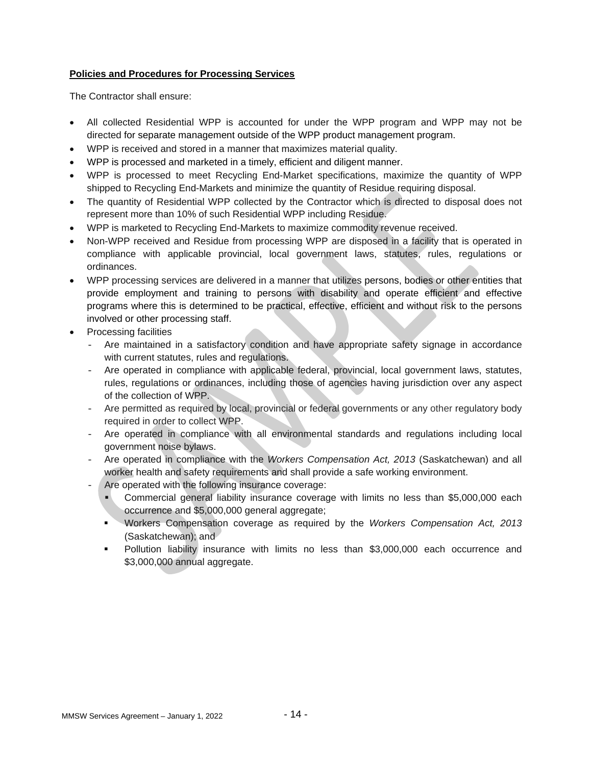**Policies and Procedures for Processing Services**

The Contractor shall ensure:

- All collected Residential WPP is accounted for under the WPP program and WPP may not be directed for separate management outside of the WPP product management program.
- WPP is received and stored in a manner that maximizes material quality.
- WPP is processed and marketed in a timely, efficient and diligent manner.
- WPP is processed to meet Recycling End-Market specifications, maximize the quantity of WPP shipped to Recycling End-Markets and minimize the quantity of Residue requiring disposal.
- The quantity of Residential WPP collected by the Contractor which is directed to disposal does not represent more than 10% of such Residential WPP including Residue.
- WPP is marketed to Recycling End-Markets to maximize commodity revenue received.
- Non-WPP received and Residue from processing WPP are disposed in a facility that is operated in compliance with applicable provincial, local government laws, statutes, rules, regulations or ordinances.
- WPP processing services are delivered in a manner that utilizes persons, bodies or other entities that provide employment and training to persons with disability and operate efficient and effective programs where this is determined to be practical, effective, efficient and without risk to the persons involved or other processing staff.
- Processing facilities
  - Are maintained in a satisfactory condition and have appropriate safety signage in accordance with current statutes, rules and regulations.
  - Are operated in compliance with applicable federal, provincial, local government laws, statutes, rules, regulations or ordinances, including those of agencies having jurisdiction over any aspect of the collection of WPP.
  - Are permitted as required by local, provincial or federal governments or any other regulatory body required in order to collect WPP.
  - Are operated in compliance with all environmental standards and regulations including local government noise bylaws.
  - Are operated in compliance with the *Workers Compensation Act, 2013* (Saskatchewan) and all worker health and safety requirements and shall provide a safe working environment.
  - Are operated with the following insurance coverage:
    - Commercial general liability insurance coverage with limits no less than $5,000,000 each occurrence and $5,000,000 general aggregate;
    - Workers Compensation coverage as required by the *Workers Compensation Act, 2013* (Saskatchewan); and
    - Pollution liability insurance with limits no less than $3,000,000 each occurrence and $3,000,000 annual aggregate.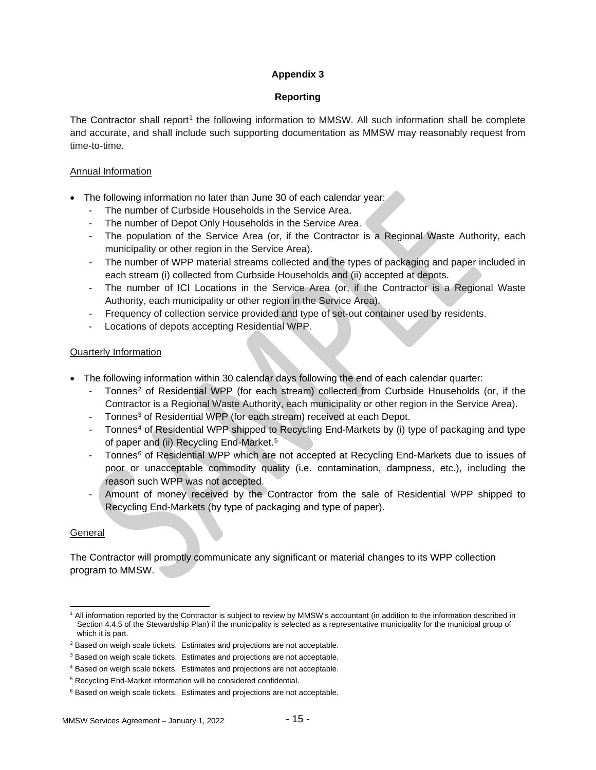**Appendix 3**

**Reporting**

The Contractor shall report[1] the following information to MMSW. All such information shall be complete and accurate, and shall include such supporting documentation as MMSW may reasonably request from time-to-time.

Annual Information

- The following information no later than June 30 of each calendar year:
  - The number of Curbside Households in the Service Area.
  - The number of Depot Only Households in the Service Area.
  - The population of the Service Area (or, if the Contractor is a Regional Waste Authority, each municipality or other region in the Service Area).
  - The number of WPP material streams collected and the types of packaging and paper included in each stream (i) collected from Curbside Households and (ii) accepted at depots.
  - The number of ICI Locations in the Service Area (or, if the Contractor is a Regional Waste Authority, each municipality or other region in the Service Area).
  - Frequency of collection service provided and type of set-out container used by residents.
  - Locations of depots accepting Residential WPP.

Quarterly Information

- The following information within 30 calendar days following the end of each calendar quarter:
  - Tonnes[2] of Residential WPP (for each stream) collected from Curbside Households (or, if the Contractor is a Regional Waste Authority, each municipality or other region in the Service Area).
  - Tonnes[3] of Residential WPP (for each stream) received at each Depot.
  - Tonnes[4] of Residential WPP shipped to Recycling End-Markets by (i) type of packaging and type of paper and (ii) Recycling End-Market.[5]
  - Tonnes[6] of Residential WPP which are not accepted at Recycling End-Markets due to issues of poor or unacceptable commodity quality (i.e. contamination, dampness, etc.), including the reason such WPP was not accepted.
  - Amount of money received by the Contractor from the sale of Residential WPP shipped to Recycling End-Markets (by type of packaging and type of paper).

General

The Contractor will promptly communicate any significant or material changes to its WPP collection program to MMSW.

---

[1] All information reported by the Contractor is subject to review by MMSW's accountant (in addition to the information described in Section 4.4.5 of the Stewardship Plan) if the municipality is selected as a representative municipality for the municipal group of which it is part.

[2] Based on weigh scale tickets. Estimates and projections are not acceptable.

[3] Based on weigh scale tickets. Estimates and projections are not acceptable.

[4] Based on weigh scale tickets. Estimates and projections are not acceptable.

[5] Recycling End-Market information will be considered confidential.

[6] Based on weigh scale tickets. Estimates and projections are not acceptable.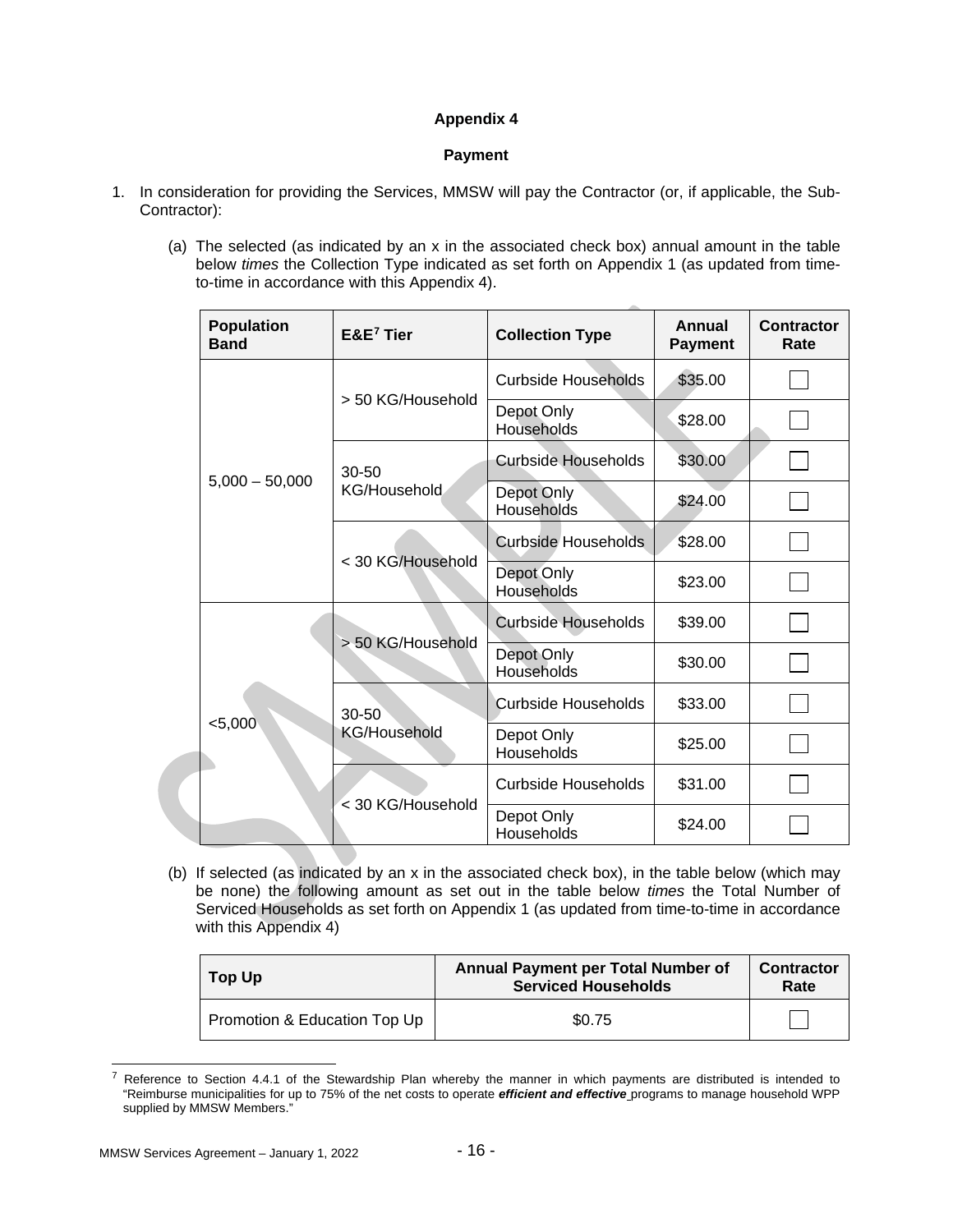**Appendix 4**

**Payment**

1. In consideration for providing the Services, MMSW will pay the Contractor (or, if applicable, the Sub-Contractor):

   (a) The selected (as indicated by an x in the associated check box) annual amount in the table below *times* the Collection Type indicated as set forth on Appendix 1 (as updated from time-to-time in accordance with this Appendix 4).

| Population Band | E&E[7] Tier | Collection Type | Annual Payment | Contractor Rate |
|---|---|---|---|---|
| 5,000 – 50,000 | > 50 KG/Household | Curbside Households | \$35.00 | ☐ |
| | | Depot Only Households | \$28.00 | ☐ |
| | 30-50 KG/Household | Curbside Households | \$30.00 | ☐ |
| | | Depot Only Households | \$24.00 | ☐ |
| | < 30 KG/Household | Curbside Households | \$28.00 | ☐ |
| | | Depot Only Households | \$23.00 | ☐ |
| <5,000 | > 50 KG/Household | Curbside Households | \$39.00 | ☐ |
| | | Depot Only Households | \$30.00 | ☐ |
| | 30-50 KG/Household | Curbside Households | \$33.00 | ☐ |
| | | Depot Only Households | \$25.00 | ☐ |
| | < 30 KG/Household | Curbside Households | \$31.00 | ☐ |
| | | Depot Only Households | \$24.00 | ☐ |

   (b) If selected (as indicated by an x in the associated check box), in the table below (which may be none) the following amount as set out in the table below *times* the Total Number of Serviced Households as set forth on Appendix 1 (as updated from time-to-time in accordance with this Appendix 4)

| Top Up | Annual Payment per Total Number of Serviced Households | Contractor Rate |
|---|---|---|
| Promotion & Education Top Up | \$0.75 | ☐ |

[7] Reference to Section 4.4.1 of the Stewardship Plan whereby the manner in which payments are distributed is intended to "Reimburse municipalities for up to 75% of the net costs to operate ***efficient and effective*** programs to manage household WPP supplied by MMSW Members."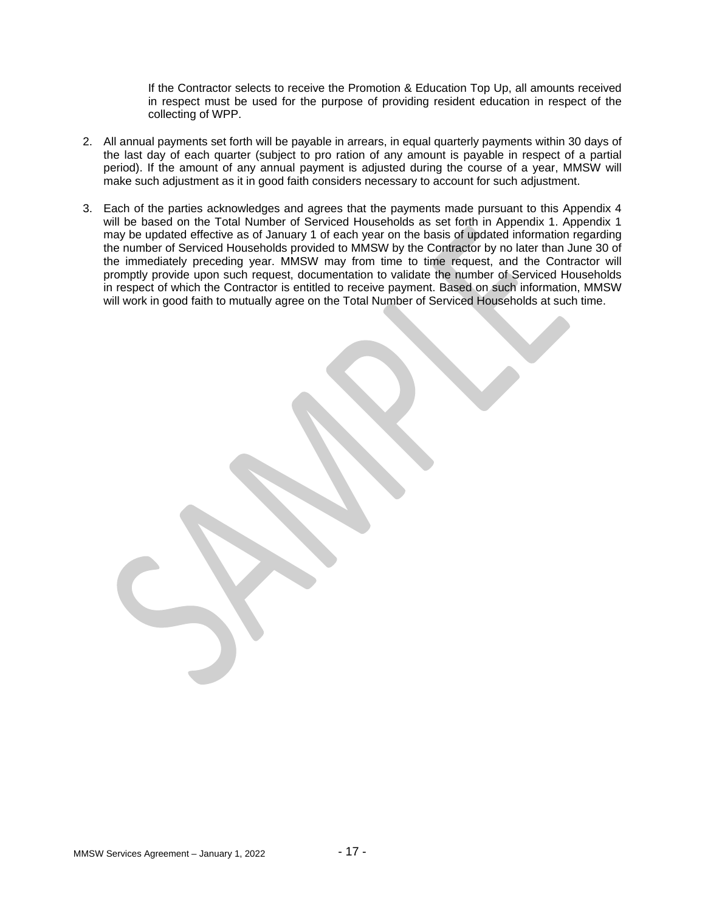If the Contractor selects to receive the Promotion & Education Top Up, all amounts received in respect must be used for the purpose of providing resident education in respect of the collecting of WPP.

2. All annual payments set forth will be payable in arrears, in equal quarterly payments within 30 days of the last day of each quarter (subject to pro ration of any amount is payable in respect of a partial period). If the amount of any annual payment is adjusted during the course of a year, MMSW will make such adjustment as it in good faith considers necessary to account for such adjustment.

3. Each of the parties acknowledges and agrees that the payments made pursuant to this Appendix 4 will be based on the Total Number of Serviced Households as set forth in Appendix 1. Appendix 1 may be updated effective as of January 1 of each year on the basis of updated information regarding the number of Serviced Households provided to MMSW by the Contractor by no later than June 30 of the immediately preceding year. MMSW may from time to time request, and the Contractor will promptly provide upon such request, documentation to validate the number of Serviced Households in respect of which the Contractor is entitled to receive payment. Based on such information, MMSW will work in good faith to mutually agree on the Total Number of Serviced Households at such time.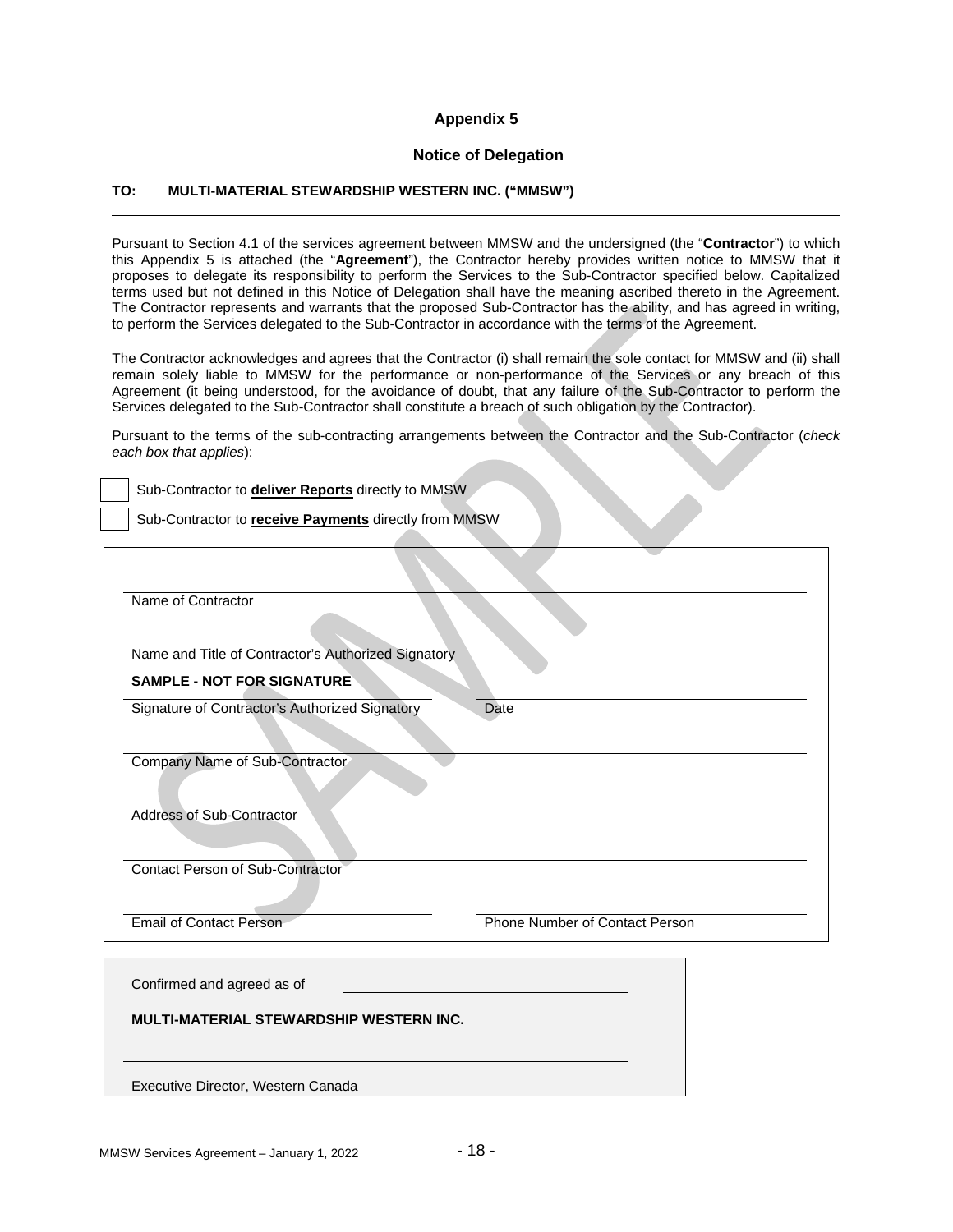# Appendix 5

## Notice of Delegation

**TO: MULTI-MATERIAL STEWARDSHIP WESTERN INC. ("MMSW")**

---

Pursuant to Section 4.1 of the services agreement between MMSW and the undersigned (the "**Contractor**") to which this Appendix 5 is attached (the "**Agreement**"), the Contractor hereby provides written notice to MMSW that it proposes to delegate its responsibility to perform the Services to the Sub-Contractor specified below. Capitalized terms used but not defined in this Notice of Delegation shall have the meaning ascribed thereto in the Agreement. The Contractor represents and warrants that the proposed Sub-Contractor has the ability, and has agreed in writing, to perform the Services delegated to the Sub-Contractor in accordance with the terms of the Agreement.

The Contractor acknowledges and agrees that the Contractor (i) shall remain the sole contact for MMSW and (ii) shall remain solely liable to MMSW for the performance or non-performance of the Services or any breach of this Agreement (it being understood, for the avoidance of doubt, that any failure of the Sub-Contractor to perform the Services delegated to the Sub-Contractor shall constitute a breach of such obligation by the Contractor).

Pursuant to the terms of the sub-contracting arrangements between the Contractor and the Sub-Contractor (*check each box that applies*):

☐ Sub-Contractor to **deliver Reports** directly to MMSW

☐ Sub-Contractor to **receive Payments** directly from MMSW

Name of Contractor

Name and Title of Contractor's Authorized Signatory

**SAMPLE - NOT FOR SIGNATURE**

Signature of Contractor's Authorized Signatory    Date

Company Name of Sub-Contractor

Address of Sub-Contractor

Contact Person of Sub-Contractor

Email of Contact Person    Phone Number of Contact Person

Confirmed and agreed as of ______________________

**MULTI-MATERIAL STEWARDSHIP WESTERN INC.**

Executive Director, Western Canada